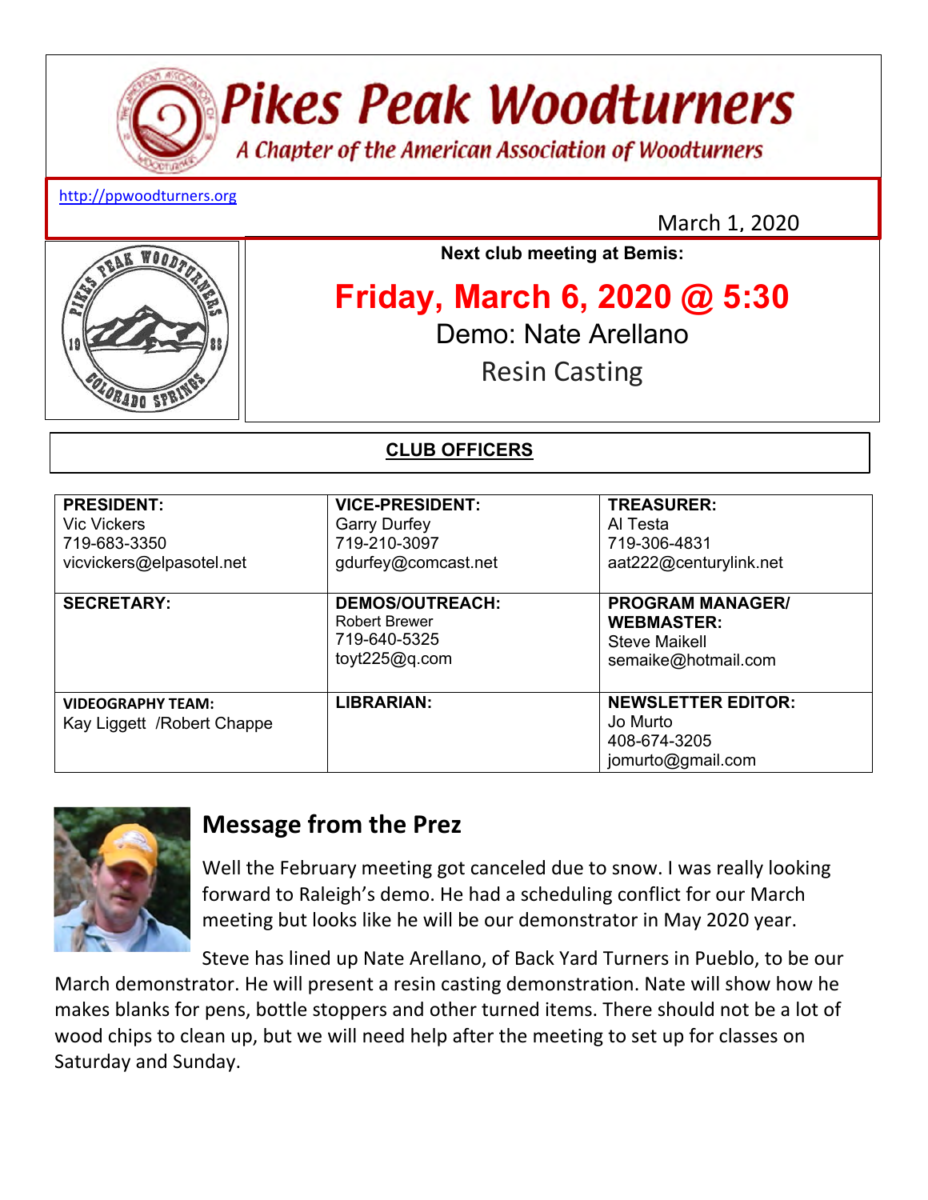# Pikes Peak Woodturners

*A Chapter of the American Association of Woodturners*

http://ppwoodturners.org

March 1, 2020

**Next club meeting at Bemis:**

## Friday, March 6, 2020 @ 5:30

Demo: Nate Arellano

Resin Casting

**CLUB OFFICERS**

| | | |
|---|---|---|
| **PRESIDENT:** Vic Vickers 719-683-3350 vicvickers@elpasotel.net | **VICE-PRESIDENT:** Garry Durfey 719-210-3097 gdurfey@comcast.net | **TREASURER:** Al Testa 719-306-4831 aat222@centurylink.net |
| **SECRETARY:** | **DEMOS/OUTREACH:** Robert Brewer 719-640-5325 toyt225@q.com | **PROGRAM MANAGER/ WEBMASTER:** Steve Maikell semaike@hotmail.com |
| **VIDEOGRAPHY TEAM:** Kay Liggett /Robert Chappe | **LIBRARIAN:** | **NEWSLETTER EDITOR:** Jo Murto 408-674-3205 jomurto@gmail.com |

## Message from the Prez

Well the February meeting got canceled due to snow. I was really looking forward to Raleigh's demo. He had a scheduling conflict for our March meeting but looks like he will be our demonstrator in May 2020 year.

Steve has lined up Nate Arellano, of Back Yard Turners in Pueblo, to be our March demonstrator. He will present a resin casting demonstration. Nate will show how he makes blanks for pens, bottle stoppers and other turned items. There should not be a lot of wood chips to clean up, but we will need help after the meeting to set up for classes on Saturday and Sunday.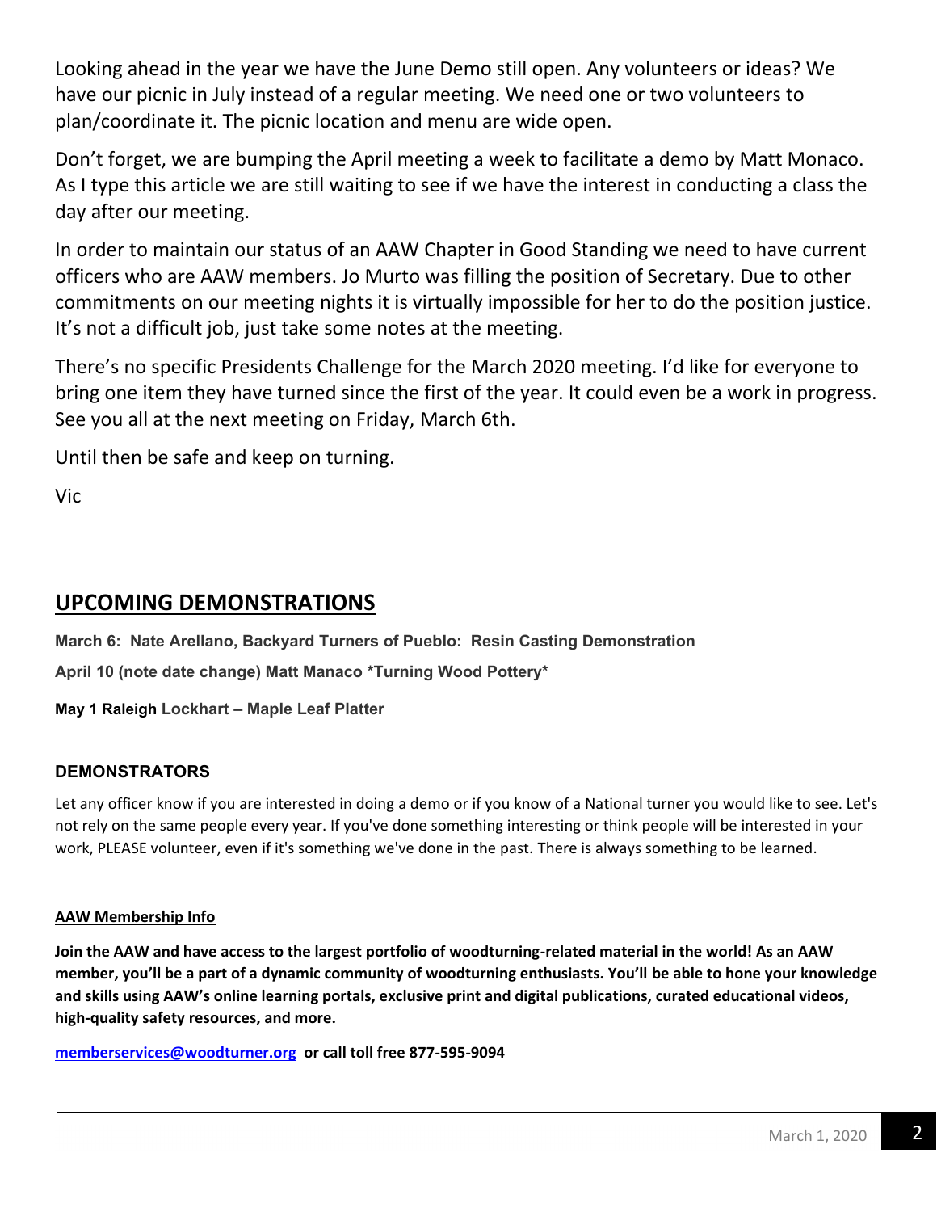Looking ahead in the year we have the June Demo still open. Any volunteers or ideas? We have our picnic in July instead of a regular meeting. We need one or two volunteers to plan/coordinate it. The picnic location and menu are wide open.

Don't forget, we are bumping the April meeting a week to facilitate a demo by Matt Monaco. As I type this article we are still waiting to see if we have the interest in conducting a class the day after our meeting.

In order to maintain our status of an AAW Chapter in Good Standing we need to have current officers who are AAW members. Jo Murto was filling the position of Secretary. Due to other commitments on our meeting nights it is virtually impossible for her to do the position justice. It's not a difficult job, just take some notes at the meeting.

There's no specific Presidents Challenge for the March 2020 meeting. I'd like for everyone to bring one item they have turned since the first of the year. It could even be a work in progress. See you all at the next meeting on Friday, March 6th.

Until then be safe and keep on turning.

Vic

## UPCOMING DEMONSTRATIONS

**March 6: Nate Arellano, Backyard Turners of Pueblo: Resin Casting Demonstration**

**April 10 (note date change) Matt Manaco *Turning Wood Pottery***

**May 1 Raleigh Lockhart – Maple Leaf Platter**

### DEMONSTRATORS

Let any officer know if you are interested in doing a demo or if you know of a National turner you would like to see. Let's not rely on the same people every year. If you've done something interesting or think people will be interested in your work, PLEASE volunteer, even if it's something we've done in the past. There is always something to be learned.

#### AAW Membership Info

**Join the AAW and have access to the largest portfolio of woodturning-related material in the world! As an AAW member, you'll be a part of a dynamic community of woodturning enthusiasts. You'll be able to hone your knowledge and skills using AAW's online learning portals, exclusive print and digital publications, curated educational videos, high-quality safety resources, and more.**

**memberservices@woodturner.org or call toll free 877-595-9094**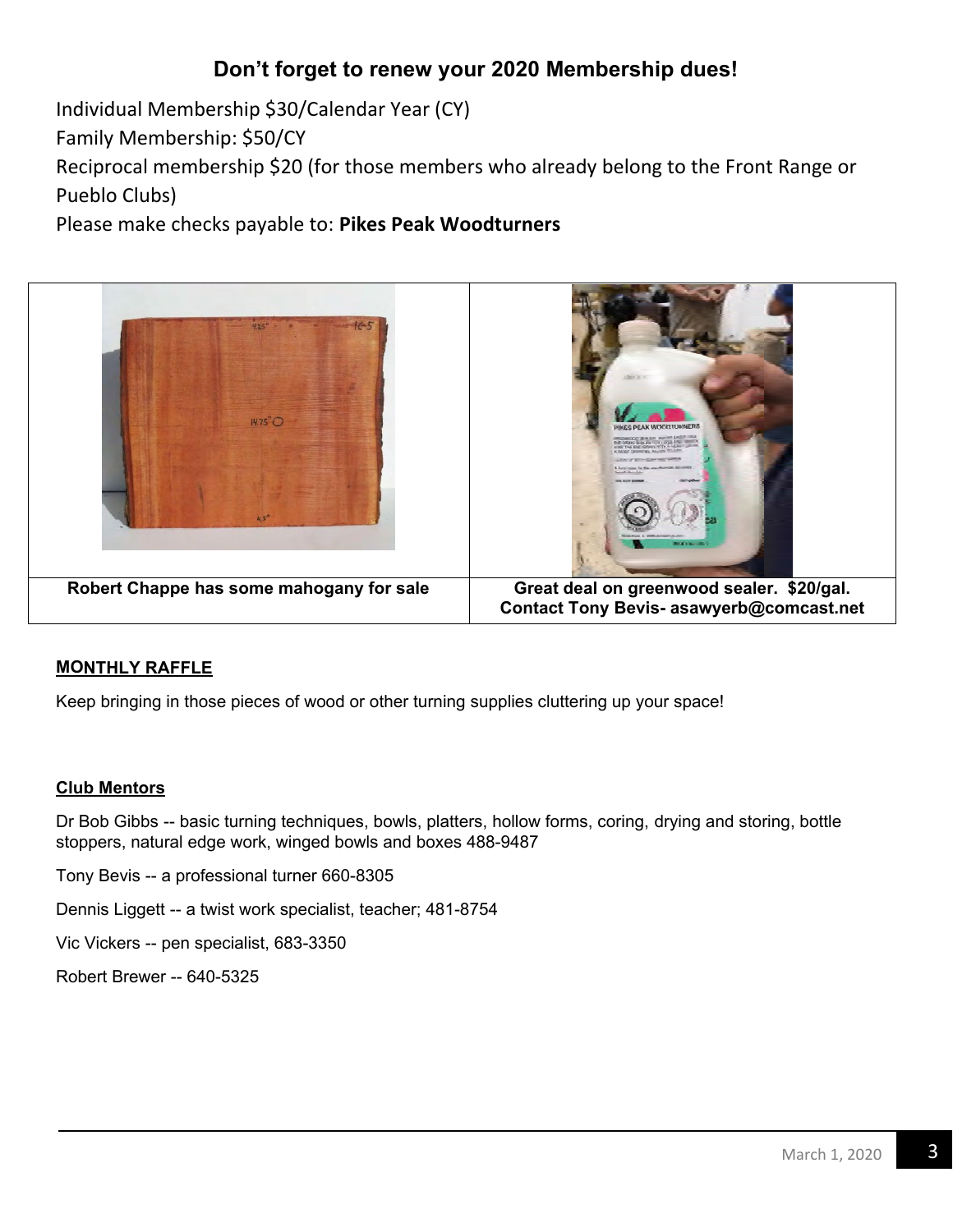## Don't forget to renew your 2020 Membership dues!

Individual Membership $30/Calendar Year (CY)

Family Membership: $50/CY

Reciprocal membership $20 (for those members who already belong to the Front Range or Pueblo Clubs)

Please make checks payable to: **Pikes Peak Woodturners**

| | |
|---|---|
| **Robert Chappe has some mahogany for sale** | **Great deal on greenwood sealer. $20/gal. Contact Tony Bevis- asawyerb@comcast.net** |

### MONTHLY RAFFLE

Keep bringing in those pieces of wood or other turning supplies cluttering up your space!

### Club Mentors

Dr Bob Gibbs -- basic turning techniques, bowls, platters, hollow forms, coring, drying and storing, bottle stoppers, natural edge work, winged bowls and boxes 488-9487

Tony Bevis -- a professional turner 660-8305

Dennis Liggett -- a twist work specialist, teacher; 481-8754

Vic Vickers -- pen specialist, 683-3350

Robert Brewer -- 640-5325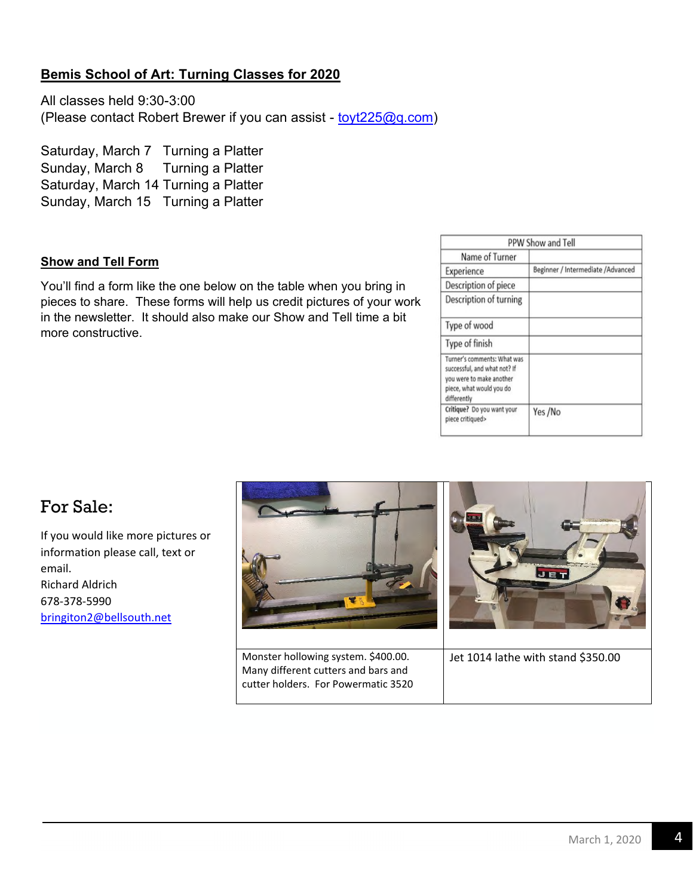## Bemis School of Art: Turning Classes for 2020

All classes held 9:30-3:00
(Please contact Robert Brewer if you can assist - toyt225@q.com)

Saturday, March 7   Turning a Platter
Sunday, March 8   Turning a Platter
Saturday, March 14 Turning a Platter
Sunday, March 15   Turning a Platter

## Show and Tell Form

You'll find a form like the one below on the table when you bring in pieces to share. These forms will help us credit pictures of your work in the newsletter. It should also make our Show and Tell time a bit more constructive.

| PPW Show and Tell | |
|---|---|
| Name of Turner | |
| Experience | Beginner / Intermediate /Advanced |
| Description of piece | |
| Description of turning | |
| Type of wood | |
| Type of finish | |
| Turner's comments: What was successful, and what not? If you were to make another piece, what would you do differently | |
| **Critique?** Do you want your piece critiqued> | Yes /No |

## For Sale:

If you would like more pictures or information please call, text or email.
Richard Aldrich
678-378-5990
bringiton2@bellsouth.net

| | |
|---|---|
| Monster hollowing system. $400.00. Many different cutters and bars and cutter holders. For Powermatic 3520 | Jet 1014 lathe with stand $350.00 |